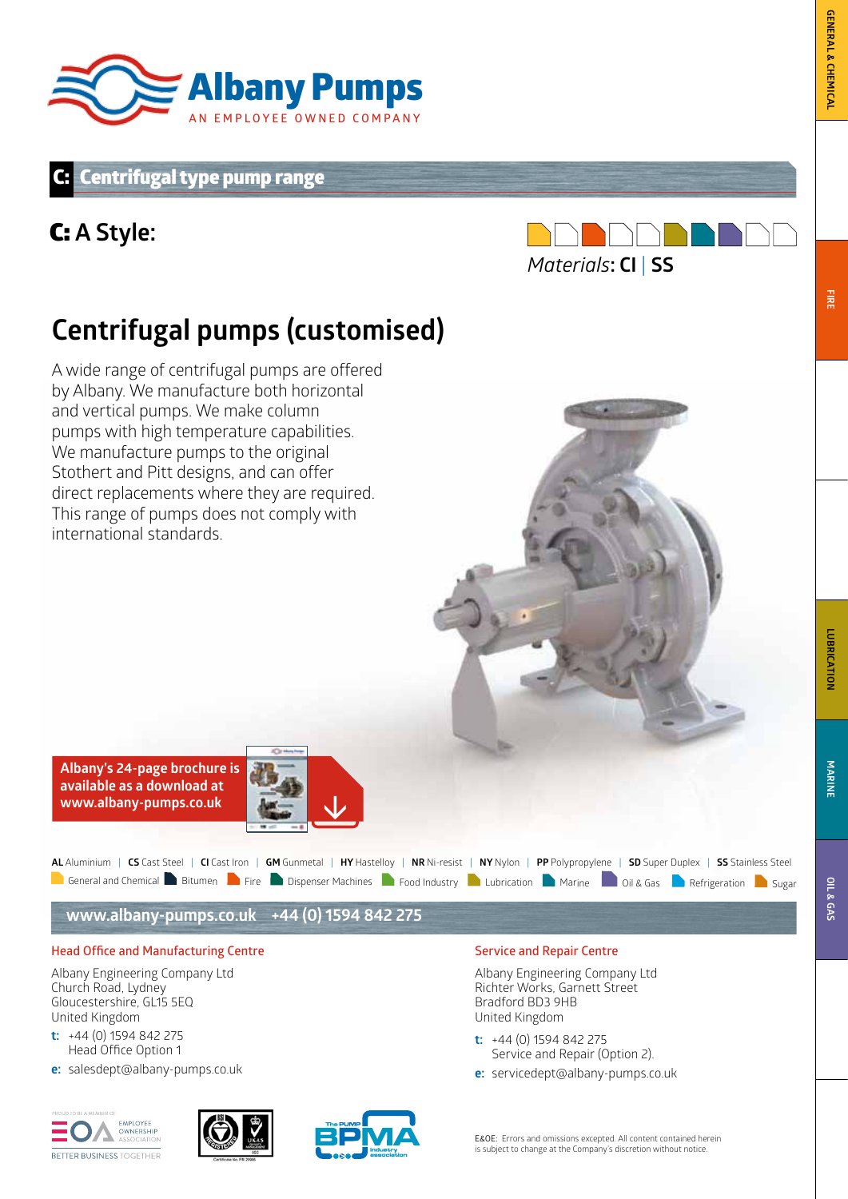# Albany Pumps

AN EMPLOYEE OWNED COMPANY

## C: Centrifugal type pump range

### C: A Style:

*Materials*: **CI** | **SS**

# Centrifugal pumps (customised)

A wide range of centrifugal pumps are offered by Albany. We manufacture both horizontal and vertical pumps. We make column pumps with high temperature capabilities. We manufacture pumps to the original Stothert and Pitt designs, and can offer direct replacements where they are required. This range of pumps does not comply with international standards.

**Albany's 24-page brochure is available as a download at www.albany-pumps.co.uk**

**AL** Aluminium | **CS** Cast Steel | **CI** Cast Iron | **GM** Gunmetal | **HY** Hastelloy | **NR** Ni-resist | **NY** Nylon | **PP** Polypropylene | **SD** Super Duplex | **SS** Stainless Steel

General and Chemical | Bitumen | Fire | Dispenser Machines | Food Industry | Lubrication | Marine | Oil & Gas | Refrigeration | Sugar

**www.albany-pumps.co.uk +44 (0) 1594 842 275**

### Head Office and Manufacturing Centre

Albany Engineering Company Ltd
Church Road, Lydney
Gloucestershire, GL15 5EQ
United Kingdom

**t:** +44 (0) 1594 842 275
Head Office Option 1

**e:** salesdept@albany-pumps.co.uk

### Service and Repair Centre

Albany Engineering Company Ltd
Richter Works, Garnett Street
Bradford BD3 9HB
United Kingdom

**t:** +44 (0) 1594 842 275
Service and Repair (Option 2).

**e:** servicedept@albany-pumps.co.uk

E&OE: Errors and omissions excepted. All content contained herein is subject to change at the Company's discretion without notice.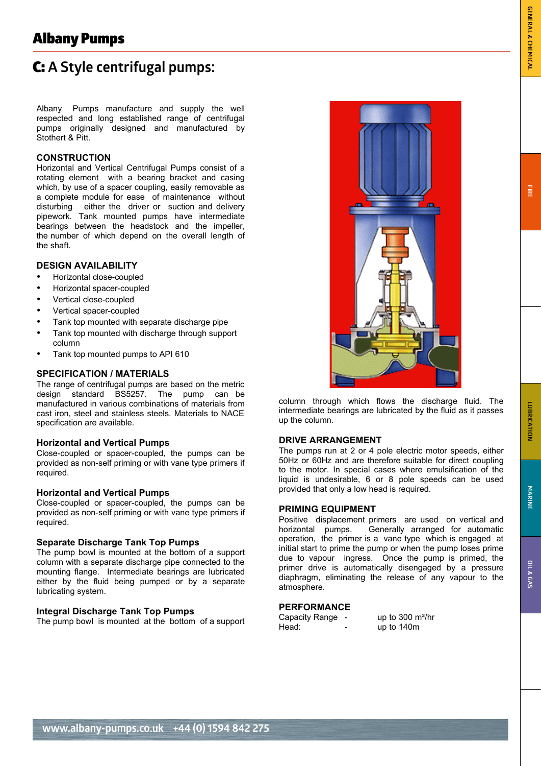# Albany Pumps

## C: A Style centrifugal pumps:

Albany Pumps manufacture and supply the well respected and long established range of centrifugal pumps originally designed and manufactured by Stothert & Pitt.

### CONSTRUCTION

Horizontal and Vertical Centrifugal Pumps consist of a rotating element with a bearing bracket and casing which, by use of a spacer coupling, easily removable as a complete module for ease of maintenance without disturbing either the driver or suction and delivery pipework. Tank mounted pumps have intermediate bearings between the headstock and the impeller, the number of which depend on the overall length of the shaft.

### DESIGN AVAILABILITY

- Horizontal close-coupled
- Horizontal spacer-coupled
- Vertical close-coupled
- Vertical spacer-coupled
- Tank top mounted with separate discharge pipe
- Tank top mounted with discharge through support column
- Tank top mounted pumps to API 610

### SPECIFICATION / MATERIALS

The range of centrifugal pumps are based on the metric design standard BS5257. The pump can be manufactured in various combinations of materials from cast iron, steel and stainless steels. Materials to NACE specification are available.

### Horizontal and Vertical Pumps

Close-coupled or spacer-coupled, the pumps can be provided as non-self priming or with vane type primers if required.

### Horizontal and Vertical Pumps

Close-coupled or spacer-coupled, the pumps can be provided as non-self priming or with vane type primers if required.

### Separate Discharge Tank Top Pumps

The pump bowl is mounted at the bottom of a support column with a separate discharge pipe connected to the mounting flange. Intermediate bearings are lubricated either by the fluid being pumped or by a separate lubricating system.

### Integral Discharge Tank Top Pumps

The pump bowl is mounted at the bottom of a support column through which flows the discharge fluid. The intermediate bearings are lubricated by the fluid as it passes up the column.

### DRIVE ARRANGEMENT

The pumps run at 2 or 4 pole electric motor speeds, either 50Hz or 60Hz and are therefore suitable for direct coupling to the motor. In special cases where emulsification of the liquid is undesirable, 6 or 8 pole speeds can be used provided that only a low head is required.

### PRIMING EQUIPMENT

Positive displacement primers are used on vertical and horizontal pumps. Generally arranged for automatic operation, the primer is a vane type which is engaged at initial start to prime the pump or when the pump loses prime due to vapour ingress. Once the pump is primed, the primer drive is automatically disengaged by a pressure diaphragm, eliminating the release of any vapour to the atmosphere.

### PERFORMANCE

| | | |
|---|---|---|
| Capacity Range | - | up to 300 m³/hr |
| Head: | - | up to 140m |

www.albany-pumps.co.uk +44 (0) 1594 842 275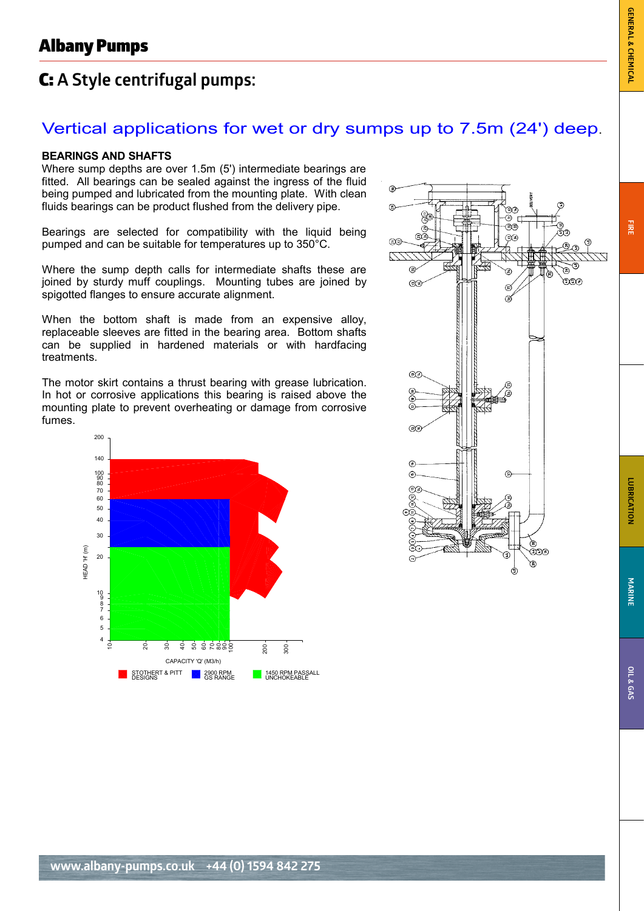# Albany Pumps

## C: A Style centrifugal pumps:

### Vertical applications for wet or dry sumps up to 7.5m (24') deep.

**BEARINGS AND SHAFTS**

Where sump depths are over 1.5m (5') intermediate bearings are fitted. All bearings can be sealed against the ingress of the fluid being pumped and lubricated from the mounting plate. With clean fluids bearings can be product flushed from the delivery pipe.

Bearings are selected for compatibility with the liquid being pumped and can be suitable for temperatures up to 350°C.

Where the sump depth calls for intermediate shafts these are joined by sturdy muff couplings. Mounting tubes are joined by spigotted flanges to ensure accurate alignment.

When the bottom shaft is made from an expensive alloy, replaceable sleeves are fitted in the bearing area. Bottom shafts can be supplied in hardened materials or with hardfacing treatments.

The motor skirt contains a thrust bearing with grease lubrication. In hot or corrosive applications this bearing is raised above the mounting plate to prevent overheating or damage from corrosive fumes.

HEAD 'H' (m)

CAPACITY 'Q' (M3/h)

STOTHERT & PITT DESIGNS — 2900 RPM GS RANGE — 1450 RPM PASSALL UNCHOKEABLE

DELIVERY

www.albany-pumps.co.uk +44 (0) 1594 842 275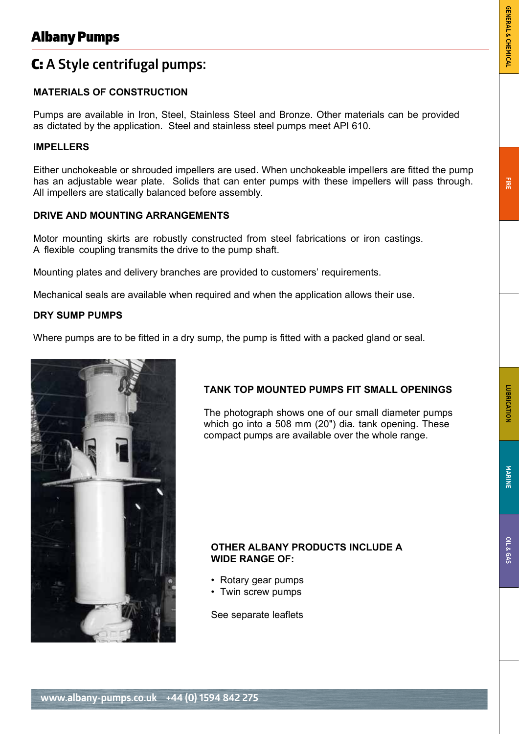# Albany Pumps

## C: A Style centrifugal pumps:

### MATERIALS OF CONSTRUCTION

Pumps are available in Iron, Steel, Stainless Steel and Bronze. Other materials can be provided as dictated by the application. Steel and stainless steel pumps meet API 610.

### IMPELLERS

Either unchokeable or shrouded impellers are used. When unchokeable impellers are fitted the pump has an adjustable wear plate. Solids that can enter pumps with these impellers will pass through. All impellers are statically balanced before assembly.

### DRIVE AND MOUNTING ARRANGEMENTS

Motor mounting skirts are robustly constructed from steel fabrications or iron castings. A flexible coupling transmits the drive to the pump shaft.

Mounting plates and delivery branches are provided to customers' requirements.

Mechanical seals are available when required and when the application allows their use.

### DRY SUMP PUMPS

Where pumps are to be fitted in a dry sump, the pump is fitted with a packed gland or seal.

### TANK TOP MOUNTED PUMPS FIT SMALL OPENINGS

The photograph shows one of our small diameter pumps which go into a 508 mm (20") dia. tank opening. These compact pumps are available over the whole range.

### OTHER ALBANY PRODUCTS INCLUDE A WIDE RANGE OF:

- Rotary gear pumps
- Twin screw pumps

See separate leaflets

www.albany-pumps.co.uk +44 (0) 1594 842 275